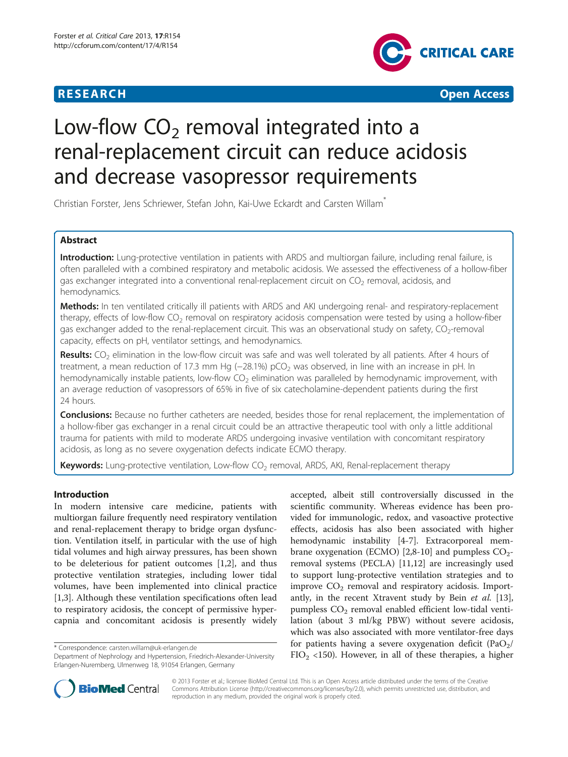**RESEARCH** **Open Access**

# Low-flow $CO_2$ removal integrated into a renal-replacement circuit can reduce acidosis and decrease vasopressor requirements

Christian Forster, Jens Schriewer, Stefan John, Kai-Uwe Eckardt and Carsten Willam*

## Abstract

**Introduction:** Lung-protective ventilation in patients with ARDS and multiorgan failure, including renal failure, is often paralleled with a combined respiratory and metabolic acidosis. We assessed the effectiveness of a hollow-fiber gas exchanger integrated into a conventional renal-replacement circuit on $CO_2$ removal, acidosis, and hemodynamics.

**Methods:** In ten ventilated critically ill patients with ARDS and AKI undergoing renal- and respiratory-replacement therapy, effects of low-flow $CO_2$ removal on respiratory acidosis compensation were tested by using a hollow-fiber gas exchanger added to the renal-replacement circuit. This was an observational study on safety, $CO_2$-removal capacity, effects on pH, ventilator settings, and hemodynamics.

**Results:** $CO_2$ elimination in the low-flow circuit was safe and was well tolerated by all patients. After 4 hours of treatment, a mean reduction of 17.3 mm Hg (−28.1%) $pCO_2$ was observed, in line with an increase in pH. In hemodynamically instable patients, low-flow $CO_2$ elimination was paralleled by hemodynamic improvement, with an average reduction of vasopressors of 65% in five of six catecholamine-dependent patients during the first 24 hours.

**Conclusions:** Because no further catheters are needed, besides those for renal replacement, the implementation of a hollow-fiber gas exchanger in a renal circuit could be an attractive therapeutic tool with only a little additional trauma for patients with mild to moderate ARDS undergoing invasive ventilation with concomitant respiratory acidosis, as long as no severe oxygenation defects indicate ECMO therapy.

**Keywords:** Lung-protective ventilation, Low-flow $CO_2$ removal, ARDS, AKI, Renal-replacement therapy

## Introduction

In modern intensive care medicine, patients with multiorgan failure frequently need respiratory ventilation and renal-replacement therapy to bridge organ dysfunction. Ventilation itself, in particular with the use of high tidal volumes and high airway pressures, has been shown to be deleterious for patient outcomes [1,2], and thus protective ventilation strategies, including lower tidal volumes, have been implemented into clinical practice [1,3]. Although these ventilation specifications often lead to respiratory acidosis, the concept of permissive hypercapnia and concomitant acidosis is presently widely accepted, albeit still controversially discussed in the scientific community. Whereas evidence has been provided for immunologic, redox, and vasoactive protective effects, acidosis has also been associated with higher hemodynamic instability [4-7]. Extracorporeal membrane oxygenation (ECMO) [2,8-10] and pumpless $CO_2$-removal systems (PECLA) [11,12] are increasingly used to support lung-protective ventilation strategies and to improve $CO_2$ removal and respiratory acidosis. Importantly, in the recent Xtravent study by Bein *et al.* [13], pumpless $CO_2$ removal enabled efficient low-tidal ventilation (about 3 ml/kg PBW) without severe acidosis, which was also associated with more ventilator-free days for patients having a severe oxygenation deficit ($PaO_2$/$FIO_2$ <150). However, in all of these therapies, a higher

\* Correspondence: carsten.willam@uk-erlangen.de
Department of Nephrology and Hypertension, Friedrich-Alexander-University Erlangen-Nuremberg, Ulmenweg 18, 91054 Erlangen, Germany

© 2013 Forster et al.; licensee BioMed Central Ltd. This is an Open Access article distributed under the terms of the Creative Commons Attribution License (http://creativecommons.org/licenses/by/2.0), which permits unrestricted use, distribution, and reproduction in any medium, provided the original work is properly cited.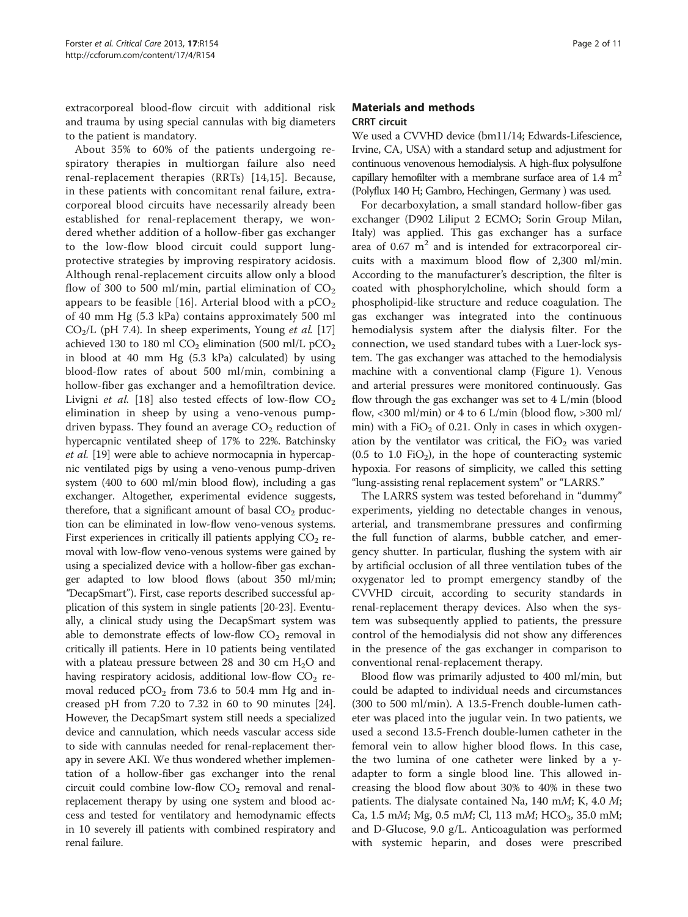extracorporeal blood-flow circuit with additional risk and trauma by using special cannulas with big diameters to the patient is mandatory.

About 35% to 60% of the patients undergoing respiratory therapies in multiorgan failure also need renal-replacement therapies (RRTs) [14,15]. Because, in these patients with concomitant renal failure, extracorporeal blood circuits have necessarily already been established for renal-replacement therapy, we wondered whether addition of a hollow-fiber gas exchanger to the low-flow blood circuit could support lung-protective strategies by improving respiratory acidosis. Although renal-replacement circuits allow only a blood flow of 300 to 500 ml/min, partial elimination of $CO_2$ appears to be feasible [16]. Arterial blood with a $pCO_2$ of 40 mm Hg (5.3 kPa) contains approximately 500 ml $CO_2$/L (pH 7.4). In sheep experiments, Young *et al.* [17] achieved 130 to 180 ml $CO_2$ elimination (500 ml/L $pCO_2$ in blood at 40 mm Hg (5.3 kPa) calculated) by using blood-flow rates of about 500 ml/min, combining a hollow-fiber gas exchanger and a hemofiltration device. Livigni *et al.* [18] also tested effects of low-flow $CO_2$ elimination in sheep by using a veno-venous pump-driven bypass. They found an average $CO_2$ reduction of hypercapnic ventilated sheep of 17% to 22%. Batchinsky *et al.* [19] were able to achieve normocapnia in hypercapnic ventilated pigs by using a veno-venous pump-driven system (400 to 600 ml/min blood flow), including a gas exchanger. Altogether, experimental evidence suggests, therefore, that a significant amount of basal $CO_2$ production can be eliminated in low-flow veno-venous systems. First experiences in critically ill patients applying $CO_2$ removal with low-flow veno-venous systems were gained by using a specialized device with a hollow-fiber gas exchanger adapted to low blood flows (about 350 ml/min; "DecapSmart"). First, case reports described successful application of this system in single patients [20-23]. Eventually, a clinical study using the DecapSmart system was able to demonstrate effects of low-flow $CO_2$ removal in critically ill patients. Here in 10 patients being ventilated with a plateau pressure between 28 and 30 cm $H_2O$ and having respiratory acidosis, additional low-flow $CO_2$ removal reduced $pCO_2$ from 73.6 to 50.4 mm Hg and increased pH from 7.20 to 7.32 in 60 to 90 minutes [24]. However, the DecapSmart system still needs a specialized device and cannulation, which needs vascular access side to side with cannulas needed for renal-replacement therapy in severe AKI. We thus wondered whether implementation of a hollow-fiber gas exchanger into the renal circuit could combine low-flow $CO_2$ removal and renal-replacement therapy by using one system and blood access and tested for ventilatory and hemodynamic effects in 10 severely ill patients with combined respiratory and renal failure.

## Materials and methods

### CRRT circuit

We used a CVVHD device (bm11/14; Edwards-Lifescience, Irvine, CA, USA) with a standard setup and adjustment for continuous venovenous hemodialysis. A high-flux polysulfone capillary hemofilter with a membrane surface area of 1.4 $m^2$ (Polyflux 140 H; Gambro, Hechingen, Germany ) was used.

For decarboxylation, a small standard hollow-fiber gas exchanger (D902 Liliput 2 ECMO; Sorin Group Milan, Italy) was applied. This gas exchanger has a surface area of 0.67 $m^2$ and is intended for extracorporeal circuits with a maximum blood flow of 2,300 ml/min. According to the manufacturer's description, the filter is coated with phosphorylcholine, which should form a phospholipid-like structure and reduce coagulation. The gas exchanger was integrated into the continuous hemodialysis system after the dialysis filter. For the connection, we used standard tubes with a Luer-lock system. The gas exchanger was attached to the hemodialysis machine with a conventional clamp (Figure 1). Venous and arterial pressures were monitored continuously. Gas flow through the gas exchanger was set to 4 L/min (blood flow, <300 ml/min) or 4 to 6 L/min (blood flow, >300 ml/min) with a $FiO_2$ of 0.21. Only in cases in which oxygenation by the ventilator was critical, the $FiO_2$ was varied (0.5 to 1.0 $FiO_2$), in the hope of counteracting systemic hypoxia. For reasons of simplicity, we called this setting "lung-assisting renal replacement system" or "LARRS."

The LARRS system was tested beforehand in "dummy" experiments, yielding no detectable changes in venous, arterial, and transmembrane pressures and confirming the full function of alarms, bubble catcher, and emergency shutter. In particular, flushing the system with air by artificial occlusion of all three ventilation tubes of the oxygenator led to prompt emergency standby of the CVVHD circuit, according to security standards in renal-replacement therapy devices. Also when the system was subsequently applied to patients, the pressure control of the hemodialysis did not show any differences in the presence of the gas exchanger in comparison to conventional renal-replacement therapy.

Blood flow was primarily adjusted to 400 ml/min, but could be adapted to individual needs and circumstances (300 to 500 ml/min). A 13.5-French double-lumen catheter was placed into the jugular vein. In two patients, we used a second 13.5-French double-lumen catheter in the femoral vein to allow higher blood flows. In this case, the two lumina of one catheter were linked by a y-adapter to form a single blood line. This allowed increasing the blood flow about 30% to 40% in these two patients. The dialysate contained Na, 140 m*M*; K, 4.0 *M*; Ca, 1.5 m*M*; Mg, 0.5 m*M*; Cl, 113 m*M*; $HCO_3$, 35.0 mM; and D-Glucose, 9.0 g/L. Anticoagulation was performed with systemic heparin, and doses were prescribed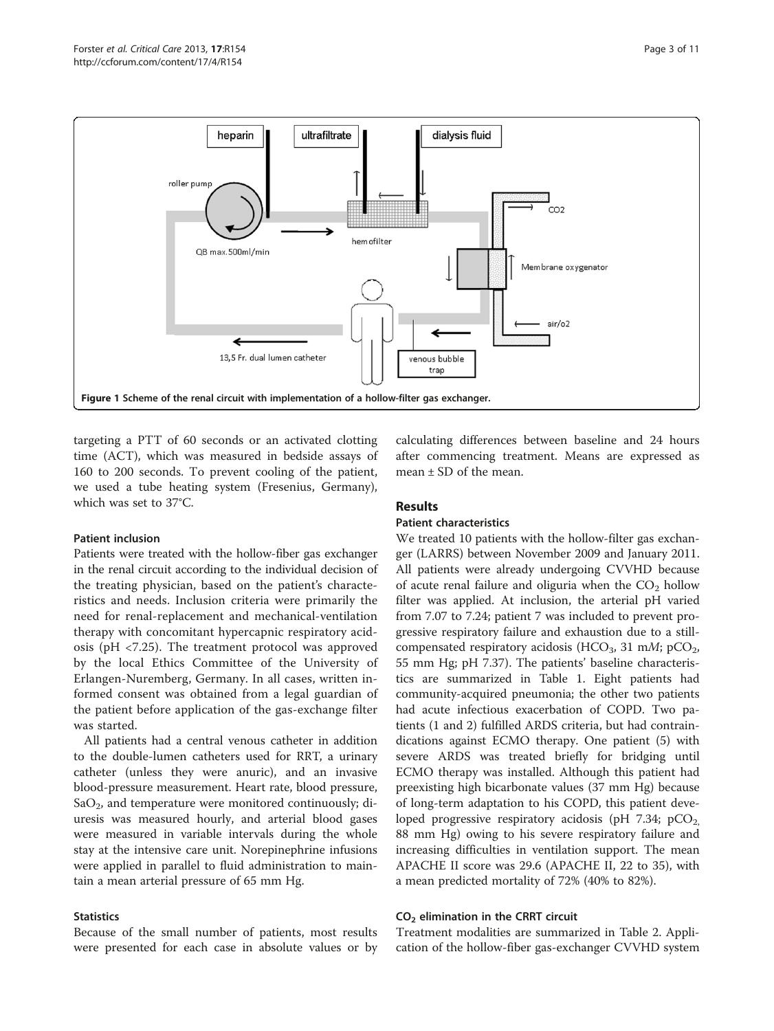Figure 1 Scheme of the renal circuit with implementation of a hollow-filter gas exchanger.

targeting a PTT of 60 seconds or an activated clotting time (ACT), which was measured in bedside assays of 160 to 200 seconds. To prevent cooling of the patient, we used a tube heating system (Fresenius, Germany), which was set to 37°C.

### Patient inclusion

Patients were treated with the hollow-fiber gas exchanger in the renal circuit according to the individual decision of the treating physician, based on the patient's characteristics and needs. Inclusion criteria were primarily the need for renal-replacement and mechanical-ventilation therapy with concomitant hypercapnic respiratory acidosis (pH <7.25). The treatment protocol was approved by the local Ethics Committee of the University of Erlangen-Nuremberg, Germany. In all cases, written informed consent was obtained from a legal guardian of the patient before application of the gas-exchange filter was started.

All patients had a central venous catheter in addition to the double-lumen catheters used for RRT, a urinary catheter (unless they were anuric), and an invasive blood-pressure measurement. Heart rate, blood pressure, $SaO_2$, and temperature were monitored continuously; diuresis was measured hourly, and arterial blood gases were measured in variable intervals during the whole stay at the intensive care unit. Norepinephrine infusions were applied in parallel to fluid administration to maintain a mean arterial pressure of 65 mm Hg.

### Statistics

Because of the small number of patients, most results were presented for each case in absolute values or by calculating differences between baseline and 24 hours after commencing treatment. Means are expressed as mean ± SD of the mean.

## Results

### Patient characteristics

We treated 10 patients with the hollow-filter gas exchanger (LARRS) between November 2009 and January 2011. All patients were already undergoing CVVHD because of acute renal failure and oliguria when the $CO_2$ hollow filter was applied. At inclusion, the arterial pH varied from 7.07 to 7.24; patient 7 was included to prevent progressive respiratory failure and exhaustion due to a still-compensated respiratory acidosis ($HCO_3$, 31 m*M*; $pCO_2$, 55 mm Hg; pH 7.37). The patients' baseline characteristics are summarized in Table 1. Eight patients had community-acquired pneumonia; the other two patients had acute infectious exacerbation of COPD. Two patients (1 and 2) fulfilled ARDS criteria, but had contraindications against ECMO therapy. One patient (5) with severe ARDS was treated briefly for bridging until ECMO therapy was installed. Although this patient had preexisting high bicarbonate values (37 mm Hg) because of long-term adaptation to his COPD, this patient developed progressive respiratory acidosis (pH 7.34; $pCO_2$, 88 mm Hg) owing to his severe respiratory failure and increasing difficulties in ventilation support. The mean APACHE II score was 29.6 (APACHE II, 22 to 35), with a mean predicted mortality of 72% (40% to 82%).

### $CO_2$ elimination in the CRRT circuit

Treatment modalities are summarized in Table 2. Application of the hollow-fiber gas-exchanger CVVHD system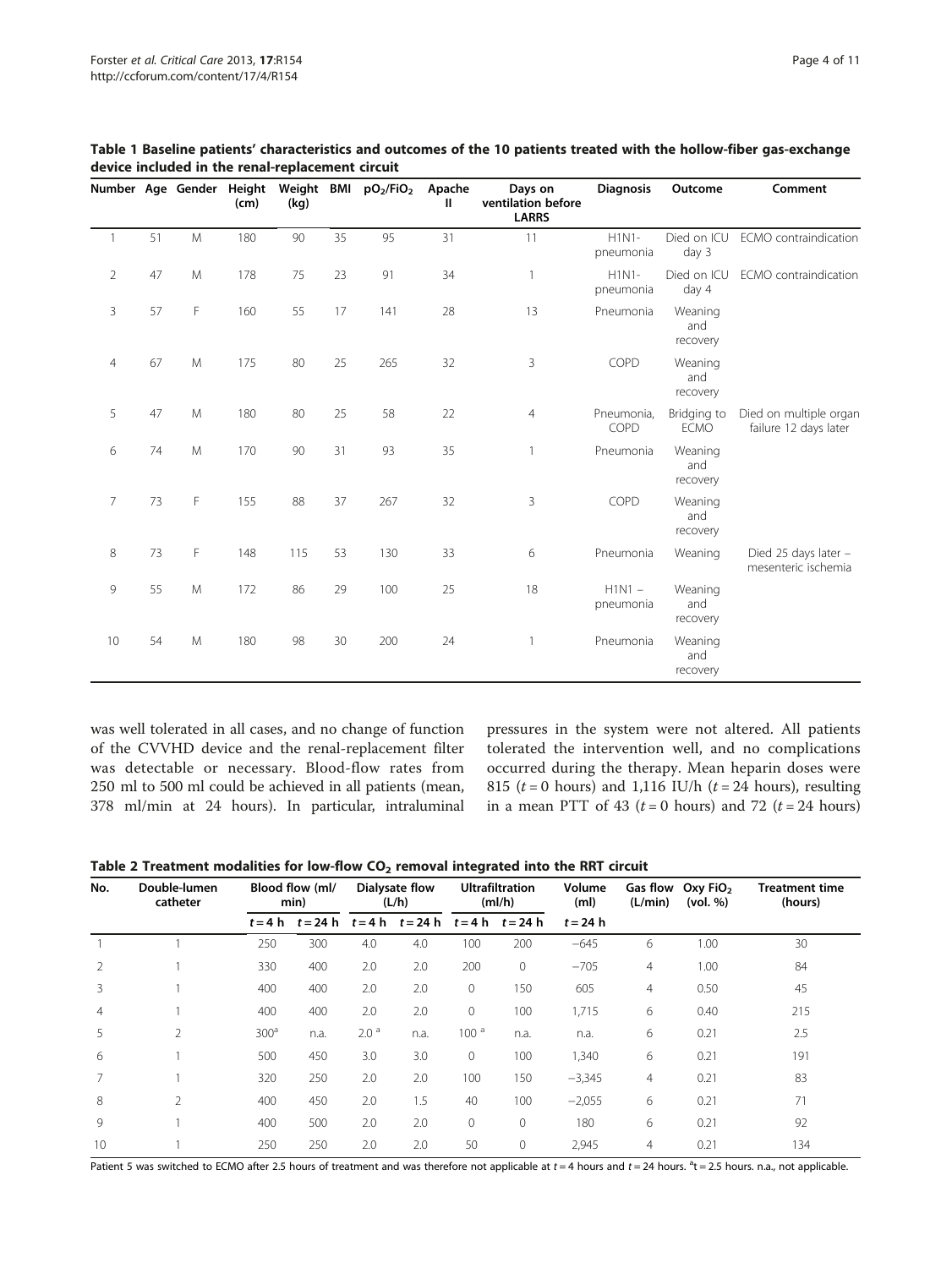**Table 1 Baseline patients' characteristics and outcomes of the 10 patients treated with the hollow-fiber gas-exchange device included in the renal-replacement circuit**

| Number | Age | Gender | Height (cm) | Weight (kg) | BMI | $pO_2/FiO_2$ | Apache II | Days on ventilation before LARRS | Diagnosis | Outcome | Comment |
|---|---|---|---|---|---|---|---|---|---|---|---|
| 1 | 51 | M | 180 | 90 | 35 | 95 | 31 | 11 | H1N1-pneumonia | Died on ICU day 3 | ECMO contraindication |
| 2 | 47 | M | 178 | 75 | 23 | 91 | 34 | 1 | H1N1-pneumonia | Died on ICU day 4 | ECMO contraindication |
| 3 | 57 | F | 160 | 55 | 17 | 141 | 28 | 13 | Pneumonia | Weaning and recovery | |
| 4 | 67 | M | 175 | 80 | 25 | 265 | 32 | 3 | COPD | Weaning and recovery | |
| 5 | 47 | M | 180 | 80 | 25 | 58 | 22 | 4 | Pneumonia, COPD | Bridging to ECMO | Died on multiple organ failure 12 days later |
| 6 | 74 | M | 170 | 90 | 31 | 93 | 35 | 1 | Pneumonia | Weaning and recovery | |
| 7 | 73 | F | 155 | 88 | 37 | 267 | 32 | 3 | COPD | Weaning and recovery | |
| 8 | 73 | F | 148 | 115 | 53 | 130 | 33 | 6 | Pneumonia | Weaning | Died 25 days later – mesenteric ischemia |
| 9 | 55 | M | 172 | 86 | 29 | 100 | 25 | 18 | H1N1 – pneumonia | Weaning and recovery | |
| 10 | 54 | M | 180 | 98 | 30 | 200 | 24 | 1 | Pneumonia | Weaning and recovery | |

was well tolerated in all cases, and no change of function of the CVVHD device and the renal-replacement filter was detectable or necessary. Blood-flow rates from 250 ml to 500 ml could be achieved in all patients (mean, 378 ml/min at 24 hours). In particular, intraluminal pressures in the system were not altered. All patients tolerated the intervention well, and no complications occurred during the therapy. Mean heparin doses were 815 ($t = 0$ hours) and 1,116 IU/h ($t = 24$ hours), resulting in a mean PTT of 43 ($t = 0$ hours) and 72 ($t = 24$ hours)

**Table 2 Treatment modalities for low-flow $CO_2$ removal integrated into the RRT circuit**

| No. | Double-lumen catheter | Blood flow (ml/min) | | Dialysate flow (L/h) | | Ultrafiltration (ml/h) | | Volume (ml) | Gas flow (L/min) | Oxy $FiO_2$ (vol. %) | Treatment time (hours) |
|---|---|---|---|---|---|---|---|---|---|---|---|
| | | $t = 4$ h | $t = 24$ h | $t = 4$ h | $t = 24$ h | $t = 4$ h | $t = 24$ h | $t = 24$ h | | | |
| 1 | 1 | 250 | 300 | 4.0 | 4.0 | 100 | 200 | −645 | 6 | 1.00 | 30 |
| 2 | 1 | 330 | 400 | 2.0 | 2.0 | 200 | 0 | −705 | 4 | 1.00 | 84 |
| 3 | 1 | 400 | 400 | 2.0 | 2.0 | 0 | 150 | 605 | 4 | 0.50 | 45 |
| 4 | 1 | 400 | 400 | 2.0 | 2.0 | 0 | 100 | 1,715 | 6 | 0.40 | 215 |
| 5 | 2 | 300[a] | n.a. | 2.0 [a] | n.a. | 100 [a] | n.a. | n.a. | 6 | 0.21 | 2.5 |
| 6 | 1 | 500 | 450 | 3.0 | 3.0 | 0 | 100 | 1,340 | 6 | 0.21 | 191 |
| 7 | 1 | 320 | 250 | 2.0 | 2.0 | 100 | 150 | −3,345 | 4 | 0.21 | 83 |
| 8 | 2 | 400 | 450 | 2.0 | 1.5 | 40 | 100 | −2,055 | 6 | 0.21 | 71 |
| 9 | 1 | 400 | 500 | 2.0 | 2.0 | 0 | 0 | 180 | 6 | 0.21 | 92 |
| 10 | 1 | 250 | 250 | 2.0 | 2.0 | 50 | 0 | 2,945 | 4 | 0.21 | 134 |

Patient 5 was switched to ECMO after 2.5 hours of treatment and was therefore not applicable at $t = 4$ hours and $t = 24$ hours. [a]$t = 2.5$ hours. n.a., not applicable.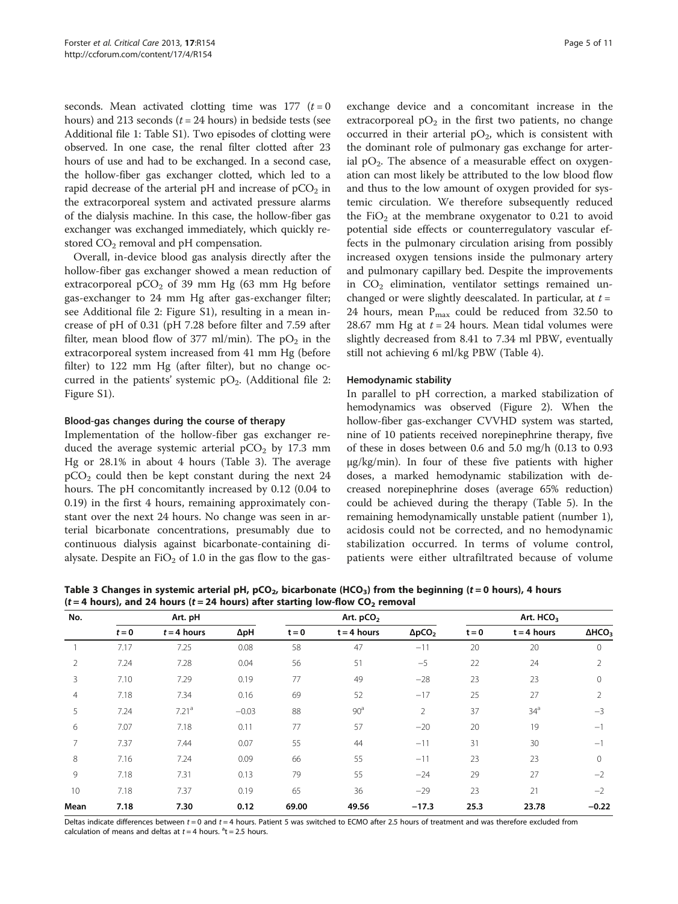seconds. Mean activated clotting time was 177 ($t = 0$ hours) and 213 seconds ($t = 24$ hours) in bedside tests (see Additional file 1: Table S1). Two episodes of clotting were observed. In one case, the renal filter clotted after 23 hours of use and had to be exchanged. In a second case, the hollow-fiber gas exchanger clotted, which led to a rapid decrease of the arterial pH and increase of $pCO_2$ in the extracorporeal system and activated pressure alarms of the dialysis machine. In this case, the hollow-fiber gas exchanger was exchanged immediately, which quickly restored $CO_2$ removal and pH compensation.

Overall, in-device blood gas analysis directly after the hollow-fiber gas exchanger showed a mean reduction of extracorporeal $pCO_2$ of 39 mm Hg (63 mm Hg before gas-exchanger to 24 mm Hg after gas-exchanger filter; see Additional file 2: Figure S1), resulting in a mean increase of pH of 0.31 (pH 7.28 before filter and 7.59 after filter, mean blood flow of 377 ml/min). The $pO_2$ in the extracorporeal system increased from 41 mm Hg (before filter) to 122 mm Hg (after filter), but no change occurred in the patients' systemic $pO_2$. (Additional file 2: Figure S1).

#### Blood-gas changes during the course of therapy

Implementation of the hollow-fiber gas exchanger reduced the average systemic arterial $pCO_2$ by 17.3 mm Hg or 28.1% in about 4 hours (Table 3). The average $pCO_2$ could then be kept constant during the next 24 hours. The pH concomitantly increased by 0.12 (0.04 to 0.19) in the first 4 hours, remaining approximately constant over the next 24 hours. No change was seen in arterial bicarbonate concentrations, presumably due to continuous dialysis against bicarbonate-containing dialysate. Despite an $FiO_2$ of 1.0 in the gas flow to the gas-exchange device and a concomitant increase in the extracorporeal $pO_2$ in the first two patients, no change occurred in their arterial $pO_2$, which is consistent with the dominant role of pulmonary gas exchange for arterial $pO_2$. The absence of a measurable effect on oxygenation can most likely be attributed to the low blood flow and thus to the low amount of oxygen provided for systemic circulation. We therefore subsequently reduced the $FiO_2$ at the membrane oxygenator to 0.21 to avoid potential side effects or counterregulatory vascular effects in the pulmonary circulation arising from possibly increased oxygen tensions inside the pulmonary artery and pulmonary capillary bed. Despite the improvements in $CO_2$ elimination, ventilator settings remained unchanged or were slightly deescalated. In particular, at $t = 24$ hours, mean $P_{max}$ could be reduced from 32.50 to 28.67 mm Hg at $t = 24$ hours. Mean tidal volumes were slightly decreased from 8.41 to 7.34 ml PBW, eventually still not achieving 6 ml/kg PBW (Table 4).

#### Hemodynamic stability

In parallel to pH correction, a marked stabilization of hemodynamics was observed (Figure 2). When the hollow-fiber gas-exchanger CVVHD system was started, nine of 10 patients received norepinephrine therapy, five of these in doses between 0.6 and 5.0 mg/h (0.13 to 0.93 µg/kg/min). In four of these five patients with higher doses, a marked hemodynamic stabilization with decreased norepinephrine doses (average 65% reduction) could be achieved during the therapy (Table 5). In the remaining hemodynamically unstable patient (number 1), acidosis could not be corrected, and no hemodynamic stabilization occurred. In terms of volume control, patients were either ultrafiltrated because of volume

**Table 3 Changes in systemic arterial pH, $pCO_2$, bicarbonate ($HCO_3$) from the beginning ($t = 0$ hours), 4 hours ($t = 4$ hours), and 24 hours ($t = 24$ hours) after starting low-flow $CO_2$ removal**

| No. | Art. pH | | | Art. $pCO_2$ | | | Art. $HCO_3$ | | |
|---|---|---|---|---|---|---|---|---|---|
| | $t = 0$ | $t = 4$ hours | ΔpH | $t = 0$ | $t = 4$ hours | $\Delta pCO_2$ | $t = 0$ | $t = 4$ hours | $\Delta HCO_3$ |
| 1 | 7.17 | 7.25 | 0.08 | 58 | 47 | −11 | 20 | 20 | 0 |
| 2 | 7.24 | 7.28 | 0.04 | 56 | 51 | −5 | 22 | 24 | 2 |
| 3 | 7.10 | 7.29 | 0.19 | 77 | 49 | −28 | 23 | 23 | 0 |
| 4 | 7.18 | 7.34 | 0.16 | 69 | 52 | −17 | 25 | 27 | 2 |
| 5 | 7.24 | 7.21[a] | −0.03 | 88 | 90[a] | 2 | 37 | 34[a] | −3 |
| 6 | 7.07 | 7.18 | 0.11 | 77 | 57 | −20 | 20 | 19 | −1 |
| 7 | 7.37 | 7.44 | 0.07 | 55 | 44 | −11 | 31 | 30 | −1 |
| 8 | 7.16 | 7.24 | 0.09 | 66 | 55 | −11 | 23 | 23 | 0 |
| 9 | 7.18 | 7.31 | 0.13 | 79 | 55 | −24 | 29 | 27 | −2 |
| 10 | 7.18 | 7.37 | 0.19 | 65 | 36 | −29 | 23 | 21 | −2 |
| **Mean** | **7.18** | **7.30** | **0.12** | **69.00** | **49.56** | **−17.3** | **25.3** | **23.78** | **−0.22** |

Deltas indicate differences between $t = 0$ and $t = 4$ hours. Patient 5 was switched to ECMO after 2.5 hours of treatment and was therefore excluded from calculation of means and deltas at $t = 4$ hours. [a]t = 2.5 hours.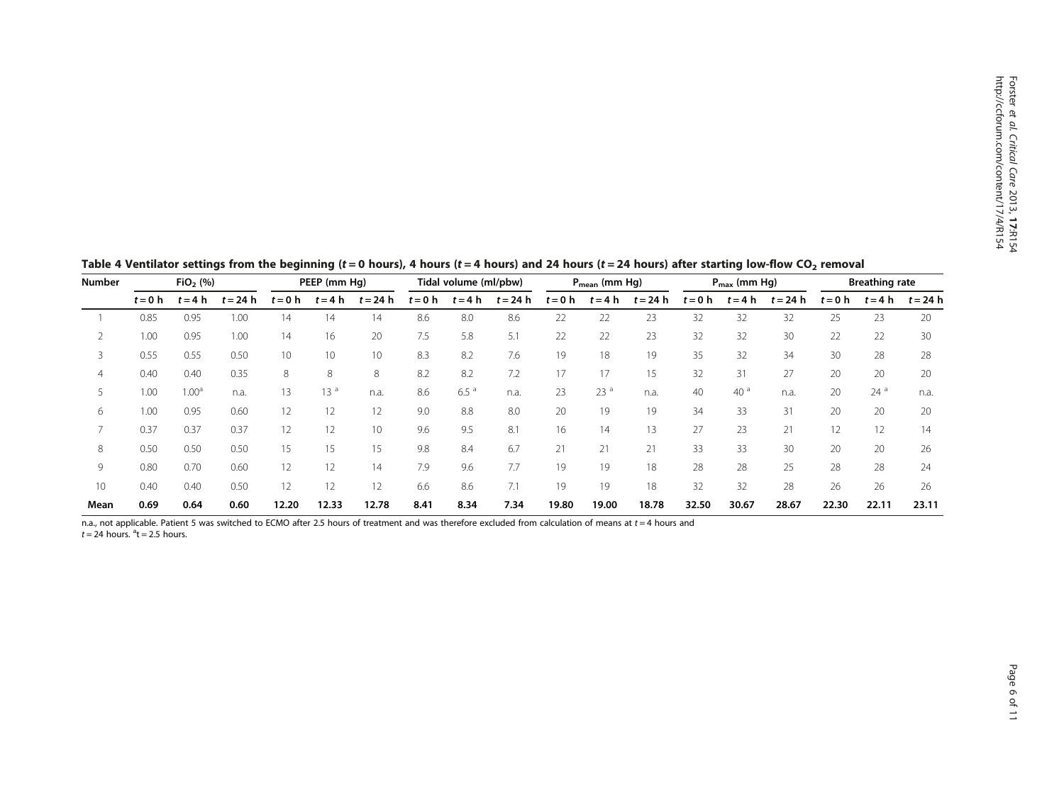**Table 4 Ventilator settings from the beginning ($t = 0$ hours), 4 hours ($t = 4$ hours) and 24 hours ($t = 24$ hours) after starting low-flow $CO_2$ removal**

| Number | $FiO_2$ (%) | | | PEEP (mm Hg) | | | Tidal volume (ml/pbw) | | | $P_{mean}$ (mm Hg) | | | $P_{max}$ (mm Hg) | | | Breathing rate | | |
|---|---|---|---|---|---|---|---|---|---|---|---|---|---|---|---|---|---|---|
| | $t = 0$ h | $t = 4$ h | $t = 24$ h | $t = 0$ h | $t = 4$ h | $t = 24$ h | $t = 0$ h | $t = 4$ h | $t = 24$ h | $t = 0$ h | $t = 4$ h | $t = 24$ h | $t = 0$ h | $t = 4$ h | $t = 24$ h | $t = 0$ h | $t = 4$ h | $t = 24$ h |
| 1 | 0.85 | 0.95 | 1.00 | 14 | 14 | 14 | 8.6 | 8.0 | 8.6 | 22 | 22 | 23 | 32 | 32 | 32 | 25 | 23 | 20 |
| 2 | 1.00 | 0.95 | 1.00 | 14 | 16 | 20 | 7.5 | 5.8 | 5.1 | 22 | 22 | 23 | 32 | 32 | 30 | 22 | 22 | 30 |
| 3 | 0.55 | 0.55 | 0.50 | 10 | 10 | 10 | 8.3 | 8.2 | 7.6 | 19 | 18 | 19 | 35 | 32 | 34 | 30 | 28 | 28 |
| 4 | 0.40 | 0.40 | 0.35 | 8 | 8 | 8 | 8.2 | 8.2 | 7.2 | 17 | 17 | 15 | 32 | 31 | 27 | 20 | 20 | 20 |
| 5 | 1.00 | 1.00[a] | n.a. | 13 | 13 [a] | n.a. | 8.6 | 6.5 [a] | n.a. | 23 | 23 [a] | n.a. | 40 | 40 [a] | n.a. | 20 | 24 [a] | n.a. |
| 6 | 1.00 | 0.95 | 0.60 | 12 | 12 | 12 | 9.0 | 8.8 | 8.0 | 20 | 19 | 19 | 34 | 33 | 31 | 20 | 20 | 20 |
| 7 | 0.37 | 0.37 | 0.37 | 12 | 12 | 10 | 9.6 | 9.5 | 8.1 | 16 | 14 | 13 | 27 | 23 | 21 | 12 | 12 | 14 |
| 8 | 0.50 | 0.50 | 0.50 | 15 | 15 | 15 | 9.8 | 8.4 | 6.7 | 21 | 21 | 21 | 33 | 33 | 30 | 20 | 20 | 26 |
| 9 | 0.80 | 0.70 | 0.60 | 12 | 12 | 14 | 7.9 | 9.6 | 7.7 | 19 | 19 | 18 | 28 | 28 | 25 | 28 | 28 | 24 |
| 10 | 0.40 | 0.40 | 0.50 | 12 | 12 | 12 | 6.6 | 8.6 | 7.1 | 19 | 19 | 18 | 32 | 32 | 28 | 26 | 26 | 26 |
| **Mean** | **0.69** | **0.64** | **0.60** | **12.20** | **12.33** | **12.78** | **8.41** | **8.34** | **7.34** | **19.80** | **19.00** | **18.78** | **32.50** | **30.67** | **28.67** | **22.30** | **22.11** | **23.11** |

n.a., not applicable. Patient 5 was switched to ECMO after 2.5 hours of treatment and was therefore excluded from calculation of means at $t = 4$ hours and $t = 24$ hours. [a]$t = 2.5$ hours.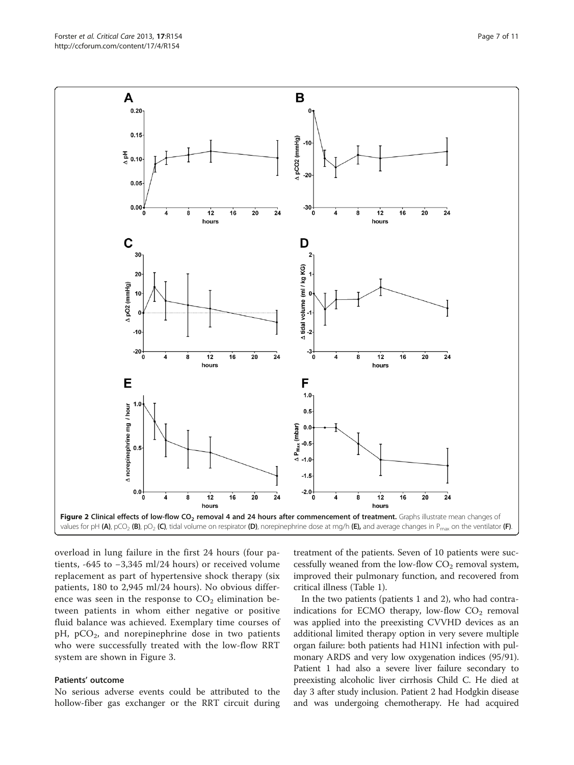**Figure 2 Clinical effects of low-flow $CO_2$ removal 4 and 24 hours after commencement of treatment.** Graphs illustrate mean changes of values for pH **(A)**, $pCO_2$ **(B)**, $pO_2$ **(C)**, tidal volume on respirator **(D)**, norepinephrine dose at mg/h **(E),** and average changes in $P_{max}$ on the ventilator **(F)**.

overload in lung failure in the first 24 hours (four patients, -645 to −3,345 ml/24 hours) or received volume replacement as part of hypertensive shock therapy (six patients, 180 to 2,945 ml/24 hours). No obvious difference was seen in the response to $CO_2$ elimination between patients in whom either negative or positive fluid balance was achieved. Exemplary time courses of pH, $pCO_2$, and norepinephrine dose in two patients who were successfully treated with the low-flow RRT system are shown in Figure 3.

### Patients' outcome

No serious adverse events could be attributed to the hollow-fiber gas exchanger or the RRT circuit during treatment of the patients. Seven of 10 patients were successfully weaned from the low-flow $CO_2$ removal system, improved their pulmonary function, and recovered from critical illness (Table 1).

In the two patients (patients 1 and 2), who had contraindications for ECMO therapy, low-flow $CO_2$ removal was applied into the preexisting CVVHD devices as an additional limited therapy option in very severe multiple organ failure: both patients had H1N1 infection with pulmonary ARDS and very low oxygenation indices (95/91). Patient 1 had also a severe liver failure secondary to preexisting alcoholic liver cirrhosis Child C. He died at day 3 after study inclusion. Patient 2 had Hodgkin disease and was undergoing chemotherapy. He had acquired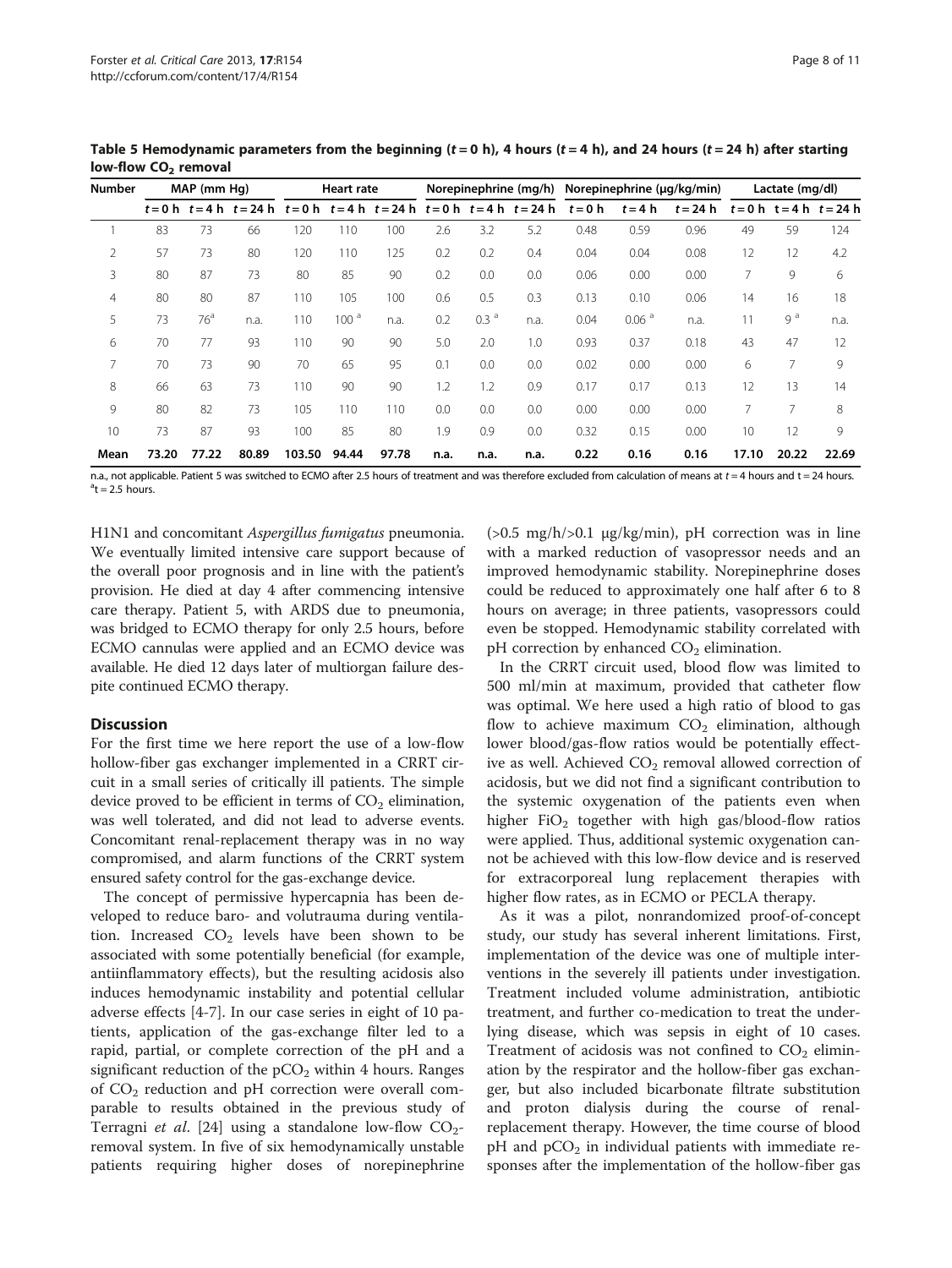**Table 5 Hemodynamic parameters from the beginning ($t = 0$ h), 4 hours ($t = 4$ h), and 24 hours ($t = 24$ h) after starting low-flow $CO_2$ removal**

| Number | MAP (mm Hg) | | | Heart rate | | | Norepinephrine (mg/h) | | | Norepinephrine (µg/kg/min) | | | Lactate (mg/dl) | | |
|---|---|---|---|---|---|---|---|---|---|---|---|---|---|---|---|
| | $t = 0$ h | $t = 4$ h | $t = 24$ h | $t = 0$ h | $t = 4$ h | $t = 24$ h | $t = 0$ h | $t = 4$ h | $t = 24$ h | $t = 0$ h | $t = 4$ h | $t = 24$ h | $t = 0$ h | $t = 4$ h | $t = 24$ h |
| 1 | 83 | 73 | 66 | 120 | 110 | 100 | 2.6 | 3.2 | 5.2 | 0.48 | 0.59 | 0.96 | 49 | 59 | 124 |
| 2 | 57 | 73 | 80 | 120 | 110 | 125 | 0.2 | 0.2 | 0.4 | 0.04 | 0.04 | 0.08 | 12 | 12 | 4.2 |
| 3 | 80 | 87 | 73 | 80 | 85 | 90 | 0.2 | 0.0 | 0.0 | 0.06 | 0.00 | 0.00 | 7 | 9 | 6 |
| 4 | 80 | 80 | 87 | 110 | 105 | 100 | 0.6 | 0.5 | 0.3 | 0.13 | 0.10 | 0.06 | 14 | 16 | 18 |
| 5 | 73 | 76[a] | n.a. | 110 | 100 [a] | n.a. | 0.2 | 0.3 [a] | n.a. | 0.04 | 0.06 [a] | n.a. | 11 | 9 [a] | n.a. |
| 6 | 70 | 77 | 93 | 110 | 90 | 90 | 5.0 | 2.0 | 1.0 | 0.93 | 0.37 | 0.18 | 43 | 47 | 12 |
| 7 | 70 | 73 | 90 | 70 | 65 | 95 | 0.1 | 0.0 | 0.0 | 0.02 | 0.00 | 0.00 | 6 | 7 | 9 |
| 8 | 66 | 63 | 73 | 110 | 90 | 90 | 1.2 | 1.2 | 0.9 | 0.17 | 0.17 | 0.13 | 12 | 13 | 14 |
| 9 | 80 | 82 | 73 | 105 | 110 | 110 | 0.0 | 0.0 | 0.0 | 0.00 | 0.00 | 0.00 | 7 | 7 | 8 |
| 10 | 73 | 87 | 93 | 100 | 85 | 80 | 1.9 | 0.9 | 0.0 | 0.32 | 0.15 | 0.00 | 10 | 12 | 9 |
| **Mean** | **73.20** | **77.22** | **80.89** | **103.50** | **94.44** | **97.78** | **n.a.** | **n.a.** | **n.a.** | **0.22** | **0.16** | **0.16** | **17.10** | **20.22** | **22.69** |

n.a., not applicable. Patient 5 was switched to ECMO after 2.5 hours of treatment and was therefore excluded from calculation of means at $t = 4$ hours and $t = 24$ hours.
[a] $t = 2.5$ hours.

H1N1 and concomitant *Aspergillus fumigatus* pneumonia. We eventually limited intensive care support because of the overall poor prognosis and in line with the patient's provision. He died at day 4 after commencing intensive care therapy. Patient 5, with ARDS due to pneumonia, was bridged to ECMO therapy for only 2.5 hours, before ECMO cannulas were applied and an ECMO device was available. He died 12 days later of multiorgan failure despite continued ECMO therapy.

## Discussion

For the first time we here report the use of a low-flow hollow-fiber gas exchanger implemented in a CRRT circuit in a small series of critically ill patients. The simple device proved to be efficient in terms of $CO_2$ elimination, was well tolerated, and did not lead to adverse events. Concomitant renal-replacement therapy was in no way compromised, and alarm functions of the CRRT system ensured safety control for the gas-exchange device.

The concept of permissive hypercapnia has been developed to reduce baro- and volutrauma during ventilation. Increased $CO_2$ levels have been shown to be associated with some potentially beneficial (for example, antiinflammatory effects), but the resulting acidosis also induces hemodynamic instability and potential cellular adverse effects [4-7]. In our case series in eight of 10 patients, application of the gas-exchange filter led to a rapid, partial, or complete correction of the pH and a significant reduction of the $pCO_2$ within 4 hours. Ranges of $CO_2$ reduction and pH correction were overall comparable to results obtained in the previous study of Terragni *et al.* [24] using a standalone low-flow $CO_2$-removal system. In five of six hemodynamically unstable patients requiring higher doses of norepinephrine (>0.5 mg/h/>0.1 µg/kg/min), pH correction was in line with a marked reduction of vasopressor needs and an improved hemodynamic stability. Norepinephrine doses could be reduced to approximately one half after 6 to 8 hours on average; in three patients, vasopressors could even be stopped. Hemodynamic stability correlated with pH correction by enhanced $CO_2$ elimination.

In the CRRT circuit used, blood flow was limited to 500 ml/min at maximum, provided that catheter flow was optimal. We here used a high ratio of blood to gas flow to achieve maximum $CO_2$ elimination, although lower blood/gas-flow ratios would be potentially effective as well. Achieved $CO_2$ removal allowed correction of acidosis, but we did not find a significant contribution to the systemic oxygenation of the patients even when higher $FiO_2$ together with high gas/blood-flow ratios were applied. Thus, additional systemic oxygenation cannot be achieved with this low-flow device and is reserved for extracorporeal lung replacement therapies with higher flow rates, as in ECMO or PECLA therapy.

As it was a pilot, nonrandomized proof-of-concept study, our study has several inherent limitations. First, implementation of the device was one of multiple interventions in the severely ill patients under investigation. Treatment included volume administration, antibiotic treatment, and further co-medication to treat the underlying disease, which was sepsis in eight of 10 cases. Treatment of acidosis was not confined to $CO_2$ elimination by the respirator and the hollow-fiber gas exchanger, but also included bicarbonate filtrate substitution and proton dialysis during the course of renal-replacement therapy. However, the time course of blood pH and $pCO_2$ in individual patients with immediate responses after the implementation of the hollow-fiber gas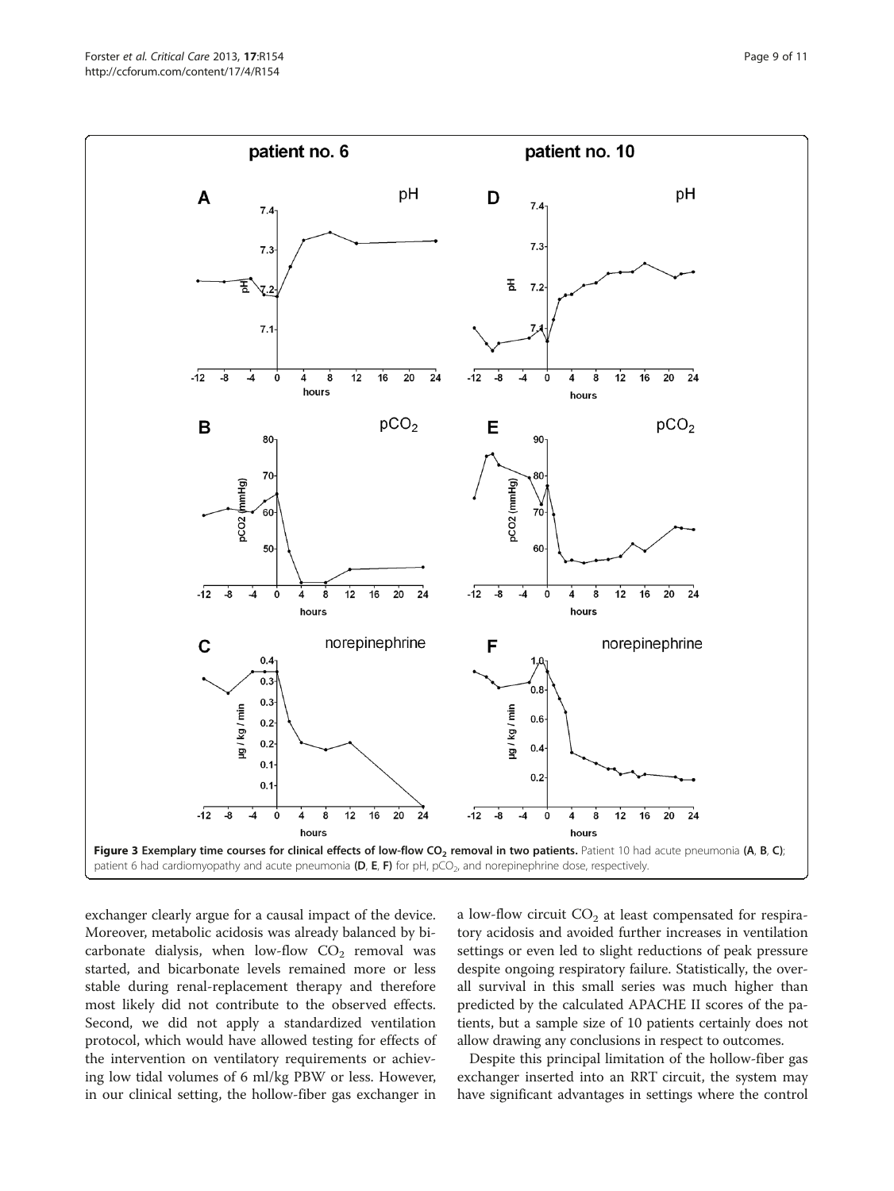**Figure 3 Exemplary time courses for clinical effects of low-flow $CO_2$ removal in two patients.** Patient 10 had acute pneumonia (**A**, **B**, **C**); patient 6 had cardiomyopathy and acute pneumonia (**D**, **E**, **F**) for pH, $pCO_2$, and norepinephrine dose, respectively.

exchanger clearly argue for a causal impact of the device. Moreover, metabolic acidosis was already balanced by bicarbonate dialysis, when low-flow $CO_2$ removal was started, and bicarbonate levels remained more or less stable during renal-replacement therapy and therefore most likely did not contribute to the observed effects. Second, we did not apply a standardized ventilation protocol, which would have allowed testing for effects of the intervention on ventilatory requirements or achieving low tidal volumes of 6 ml/kg PBW or less. However, in our clinical setting, the hollow-fiber gas exchanger in a low-flow circuit $CO_2$ at least compensated for respiratory acidosis and avoided further increases in ventilation settings or even led to slight reductions of peak pressure despite ongoing respiratory failure. Statistically, the overall survival in this small series was much higher than predicted by the calculated APACHE II scores of the patients, but a sample size of 10 patients certainly does not allow drawing any conclusions in respect to outcomes.

Despite this principal limitation of the hollow-fiber gas exchanger inserted into an RRT circuit, the system may have significant advantages in settings where the control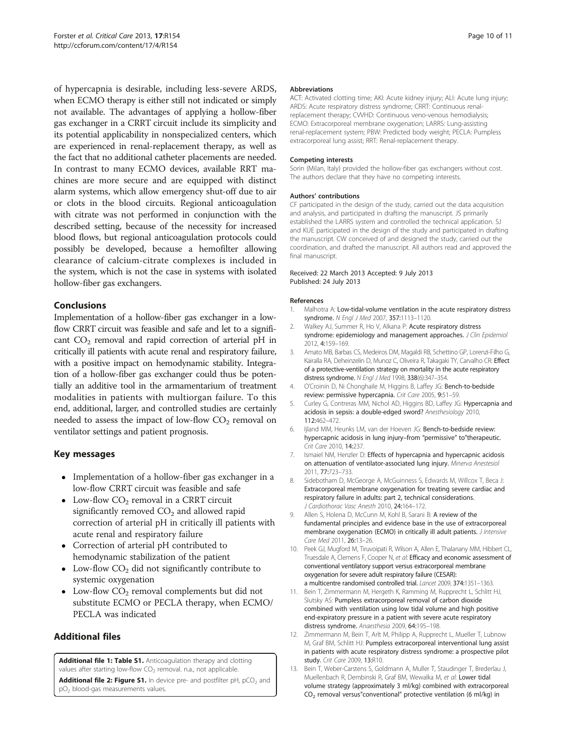of hypercapnia is desirable, including less-severe ARDS, when ECMO therapy is either still not indicated or simply not available. The advantages of applying a hollow-fiber gas exchanger in a CRRT circuit include its simplicity and its potential applicability in nonspecialized centers, which are experienced in renal-replacement therapy, as well as the fact that no additional catheter placements are needed. In contrast to many ECMO devices, available RRT machines are more secure and are equipped with distinct alarm systems, which allow emergency shut-off due to air or clots in the blood circuits. Regional anticoagulation with citrate was not performed in conjunction with the described setting, because of the necessity for increased blood flows, but regional anticoagulation protocols could possibly be developed, because a hemofilter allowing clearance of calcium-citrate complexes is included in the system, which is not the case in systems with isolated hollow-fiber gas exchangers.

## Conclusions

Implementation of a hollow-fiber gas exchanger in a low-flow CRRT circuit was feasible and safe and let to a significant $CO_2$ removal and rapid correction of arterial pH in critically ill patients with acute renal and respiratory failure, with a positive impact on hemodynamic stability. Integration of a hollow-fiber gas exchanger could thus be potentially an additive tool in the armamentarium of treatment modalities in patients with multiorgan failure. To this end, additional, larger, and controlled studies are certainly needed to assess the impact of low-flow $CO_2$ removal on ventilator settings and patient prognosis.

## Key messages

- Implementation of a hollow-fiber gas exchanger in a low-flow CRRT circuit was feasible and safe
- Low-flow $CO_2$ removal in a CRRT circuit significantly removed $CO_2$ and allowed rapid correction of arterial pH in critically ill patients with acute renal and respiratory failure
- Correction of arterial pH contributed to hemodynamic stabilization of the patient
- Low-flow $CO_2$ did not significantly contribute to systemic oxygenation
- Low-flow $CO_2$ removal complements but did not substitute ECMO or PECLA therapy, when ECMO/PECLA was indicated

## Additional files

**Additional file 1: Table S1.** Anticoagulation therapy and clotting values after starting low-flow $CO_2$ removal. n.a., not applicable.

**Additional file 2: Figure S1.** In device pre- and postfilter pH, $pCO_2$ and $pO_2$ blood-gas measurements values.

#### Abbreviations

ACT: Activated clotting time; AKI: Acute kidney injury; ALI: Acute lung injury; ARDS: Acute respiratory distress syndrome; CRRT: Continuous renal-replacement therapy; CVVHD: Continuous veno-venous hemodialysis; ECMO: Extracorporeal membrane oxygenation; LARRS: Lung-assisting renal-replacement system; PBW: Predicted body weight; PECLA: Pumpless extracorporeal lung assist; RRT: Renal-replacement therapy.

#### Competing interests

Sorin (Milan, Italy) provided the hollow-fiber gas exchangers without cost. The authors declare that they have no competing interests.

#### Authors' contributions

CF participated in the design of the study, carried out the data acquisition and analysis, and participated in drafting the manuscript. JS primarily established the LARRS system and controlled the technical application. SJ and KUE participated in the design of the study and participated in drafting the manuscript. CW conceived of and designed the study, carried out the coordination, and drafted the manuscript. All authors read and approved the final manuscript.

Received: 22 March 2013 Accepted: 9 July 2013
Published: 24 July 2013

#### References

1. Malhotra A: **Low-tidal-volume ventilation in the acute respiratory distress syndrome.** *N Engl J Med* 2007, **357:**1113–1120.
2. Walkey AJ, Summer R, Ho V, Alkana P: **Acute respiratory distress syndrome: epidemiology and management approaches.** *J Clin Epidemiol* 2012, **4:**159–169.
3. Amato MB, Barbas CS, Medeiros DM, Magaldi RB, Schettino GP, Lorenzi-Filho G, Kairalla RA, Deheinzelin D, Munoz C, Oliveira R, Takagaki TY, Carvalho CR: **Effect of a protective-ventilation strategy on mortality in the acute respiratory distress syndrome.** *N Engl J Med* 1998, **338**(6):347–354.
4. O'Croinin D, Ni Chonghaile M, Higgins B, Laffey JG: **Bench-to-bedside review: permissive hypercapnia.** *Crit Care* 2005, **9:**51–59.
5. Curley G, Contreras MM, Nichol AD, Higgins BD, Laffey JG: **Hypercapnia and acidosis in sepsis: a double-edged sword?** *Anesthesiology* 2010, **112:**462–472.
6. Ijland MM, Heunks LM, van der Hoeven JG: **Bench-to-bedside review: hypercapnic acidosis in lung injury–from "permissive" to"therapeutic.** *Crit Care* 2010, **14:**237.
7. Ismaiel NM, Henzler D: **Effects of hypercapnia and hypercapnic acidosis on attenuation of ventilator-associated lung injury.** *Minerva Anestesiol* 2011, **77:**723–733.
8. Sidebotham D, McGeorge A, McGuinness S, Edwards M, Willcox T, Beca J: **Extracorporeal membrane oxygenation for treating severe cardiac and respiratory failure in adults: part 2, technical considerations.** *J Cardiothorac Vasc Anesth* 2010, **24:**164–172.
9. Allen S, Holena D, McCunn M, Kohl B, Sarani B: **A review of the fundamental principles and evidence base in the use of extracorporeal membrane oxygenation (ECMO) in critically ill adult patients.** *J Intensive Care Med* 2011, **26:**13–26.
10. Peek GJ, Mugford M, Tiruvoipati R, Wilson A, Allen E, Thalanany MM, Hibbert CL, Truesdale A, Clemens F, Cooper N, *et al*: **Efficacy and economic assessment of conventional ventilatory support versus extracorporeal membrane oxygenation for severe adult respiratory failure (CESAR): a multicentre randomised controlled trial.** *Lancet* 2009, **374:**1351–1363.
11. Bein T, Zimmermann M, Hergeth K, Ramming M, Rupprecht L, Schlitt HJ, Slutsky AS: **Pumpless extracorporeal removal of carbon dioxide combined with ventilation using low tidal volume and high positive end-expiratory pressure in a patient with severe acute respiratory distress syndrome.** *Anaesthesia* 2009, **64:**195–198.
12. Zimmermann M, Bein T, Arlt M, Philipp A, Rupprecht L, Mueller T, Lubnow M, Graf BM, Schlitt HJ: **Pumpless extracorporeal interventional lung assist in patients with acute respiratory distress syndrome: a prospective pilot study.** *Crit Care* 2009, **13:**R10.
13. Bein T, Weber-Carstens S, Goldmann A, Muller T, Staudinger T, Brederlau J, Muellenbach R, Dembinski R, Graf BM, Wewalka M, *et al*: **Lower tidal volume strategy (approximately 3 ml/kg) combined with extracorporeal $CO_2$ removal versus"conventional" protective ventilation (6 ml/kg) in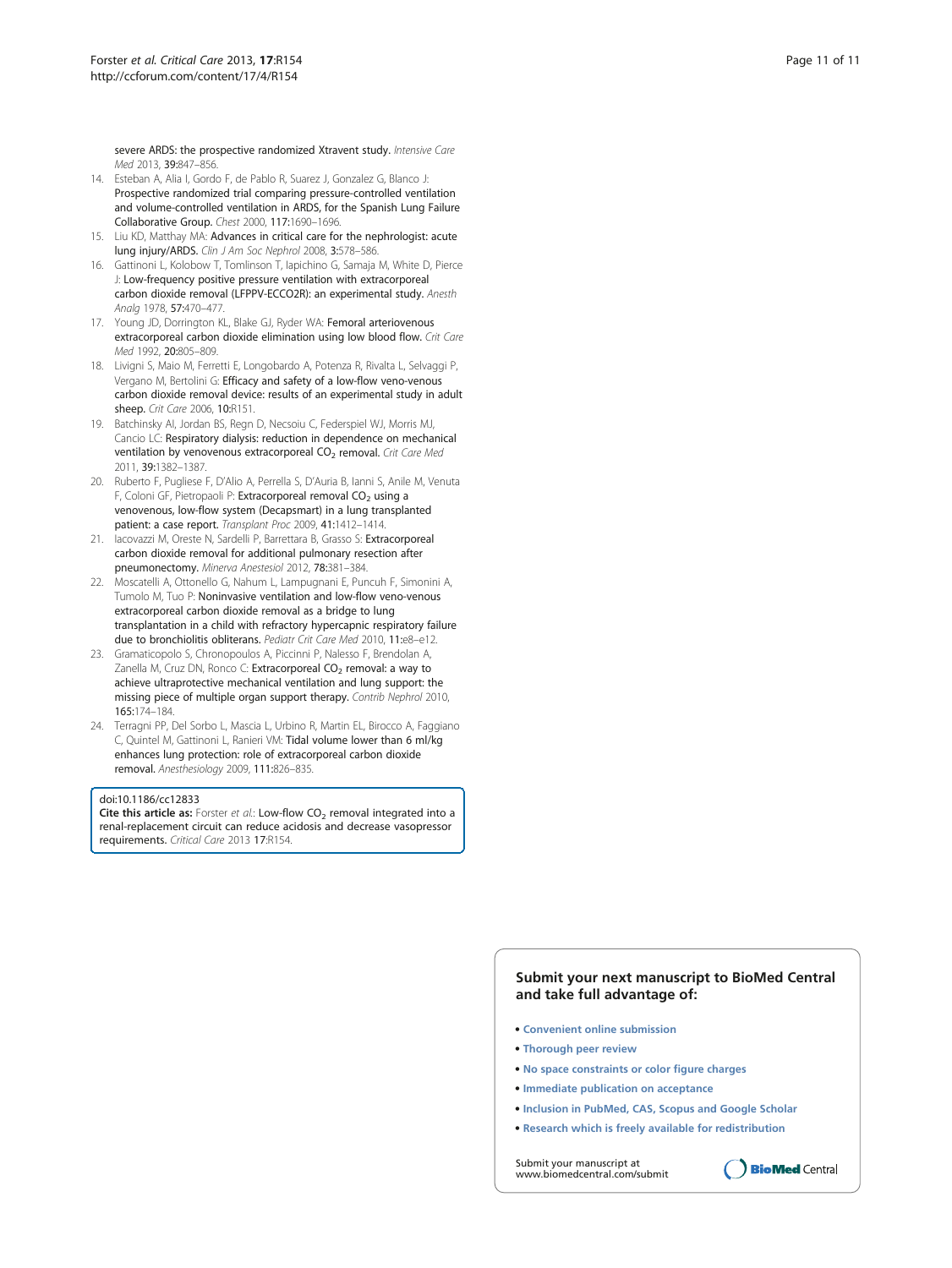severe ARDS: the prospective randomized Xtravent study. *Intensive Care Med* 2013, **39**:847–856.

14. Esteban A, Alia I, Gordo F, de Pablo R, Suarez J, Gonzalez G, Blanco J: Prospective randomized trial comparing pressure-controlled ventilation and volume-controlled ventilation in ARDS, for the Spanish Lung Failure Collaborative Group. *Chest* 2000, **117**:1690–1696.
15. Liu KD, Matthay MA: Advances in critical care for the nephrologist: acute lung injury/ARDS. *Clin J Am Soc Nephrol* 2008, **3**:578–586.
16. Gattinoni L, Kolobow T, Tomlinson T, Iapichino G, Samaja M, White D, Pierce J: Low-frequency positive pressure ventilation with extracorporeal carbon dioxide removal (LFPPV-ECCO2R): an experimental study. *Anesth Analg* 1978, **57**:470–477.
17. Young JD, Dorrington KL, Blake GJ, Ryder WA: Femoral arteriovenous extracorporeal carbon dioxide elimination using low blood flow. *Crit Care Med* 1992, **20**:805–809.
18. Livigni S, Maio M, Ferretti E, Longobardo A, Potenza R, Rivalta L, Selvaggi P, Vergano M, Bertolini G: Efficacy and safety of a low-flow veno-venous carbon dioxide removal device: results of an experimental study in adult sheep. *Crit Care* 2006, **10**:R151.
19. Batchinsky AI, Jordan BS, Regn D, Necsoiu C, Federspiel WJ, Morris MJ, Cancio LC: Respiratory dialysis: reduction in dependence on mechanical ventilation by venovenous extracorporeal $CO_2$ removal. *Crit Care Med* 2011, **39**:1382–1387.
20. Ruberto F, Pugliese F, D'Alio A, Perrella S, D'Auria B, Ianni S, Anile M, Venuta F, Coloni GF, Pietropaoli P: Extracorporeal removal $CO_2$ using a venovenous, low-flow system (Decapsmart) in a lung transplanted patient: a case report. *Transplant Proc* 2009, **41**:1412–1414.
21. Iacovazzi M, Oreste N, Sardelli P, Barrettara B, Grasso S: Extracorporeal carbon dioxide removal for additional pulmonary resection after pneumonectomy. *Minerva Anestesiol* 2012, **78**:381–384.
22. Moscatelli A, Ottonello G, Nahum L, Lampugnani E, Puncuh F, Simonini A, Tumolo M, Tuo P: Noninvasive ventilation and low-flow veno-venous extracorporeal carbon dioxide removal as a bridge to lung transplantation in a child with refractory hypercapnic respiratory failure due to bronchiolitis obliterans. *Pediatr Crit Care Med* 2010, **11**:e8–e12.
23. Gramaticopolo S, Chronopoulos A, Piccinni P, Nalesso F, Brendolan A, Zanella M, Cruz DN, Ronco C: Extracorporeal $CO_2$ removal: a way to achieve ultraprotective mechanical ventilation and lung support: the missing piece of multiple organ support therapy. *Contrib Nephrol* 2010, **165**:174–184.
24. Terragni PP, Del Sorbo L, Mascia L, Urbino R, Martin EL, Birocco A, Faggiano C, Quintel M, Gattinoni L, Ranieri VM: Tidal volume lower than 6 ml/kg enhances lung protection: role of extracorporeal carbon dioxide removal. *Anesthesiology* 2009, **111**:826–835.

doi:10.1186/cc12833

**Cite this article as:** Forster *et al.*: Low-flow $CO_2$ removal integrated into a renal-replacement circuit can reduce acidosis and decrease vasopressor requirements. *Critical Care* 2013 **17**:R154.

**Submit your next manuscript to BioMed Central and take full advantage of:**

- **Convenient online submission**
- **Thorough peer review**
- **No space constraints or color figure charges**
- **Immediate publication on acceptance**
- **Inclusion in PubMed, CAS, Scopus and Google Scholar**
- **Research which is freely available for redistribution**

Submit your manuscript at www.biomedcentral.com/submit

BioMed Central